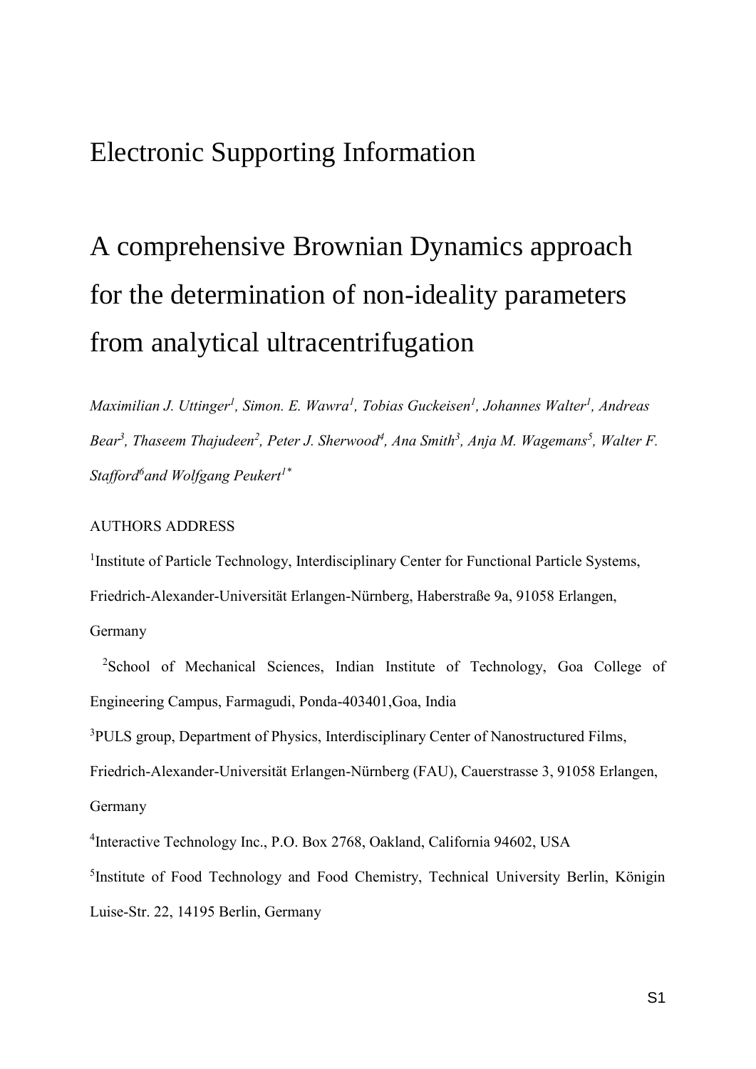# Electronic Supporting Information

# A comprehensive Brownian Dynamics approach for the determination of non-ideality parameters from analytical ultracentrifugation

*Maximilian J. Uttinger[1], Simon. E. Wawra[1], Tobias Guckeisen[1], Johannes Walter[1], Andreas Bear[3], Thaseem Thajudeen[2], Peter J. Sherwood[4], Ana Smith[3], Anja M. Wagemans[5], Walter F. Stafford[6] and Wolfgang Peukert[1*]*

AUTHORS ADDRESS

[1]Institute of Particle Technology, Interdisciplinary Center for Functional Particle Systems, Friedrich-Alexander-Universität Erlangen-Nürnberg, Haberstraße 9a, 91058 Erlangen, Germany

[2]School of Mechanical Sciences, Indian Institute of Technology, Goa College of Engineering Campus, Farmagudi, Ponda-403401,Goa, India

[3]PULS group, Department of Physics, Interdisciplinary Center of Nanostructured Films, Friedrich-Alexander-Universität Erlangen-Nürnberg (FAU), Cauerstrasse 3, 91058 Erlangen, Germany

[4]Interactive Technology Inc., P.O. Box 2768, Oakland, California 94602, USA

[5]Institute of Food Technology and Food Chemistry, Technical University Berlin, Königin Luise-Str. 22, 14195 Berlin, Germany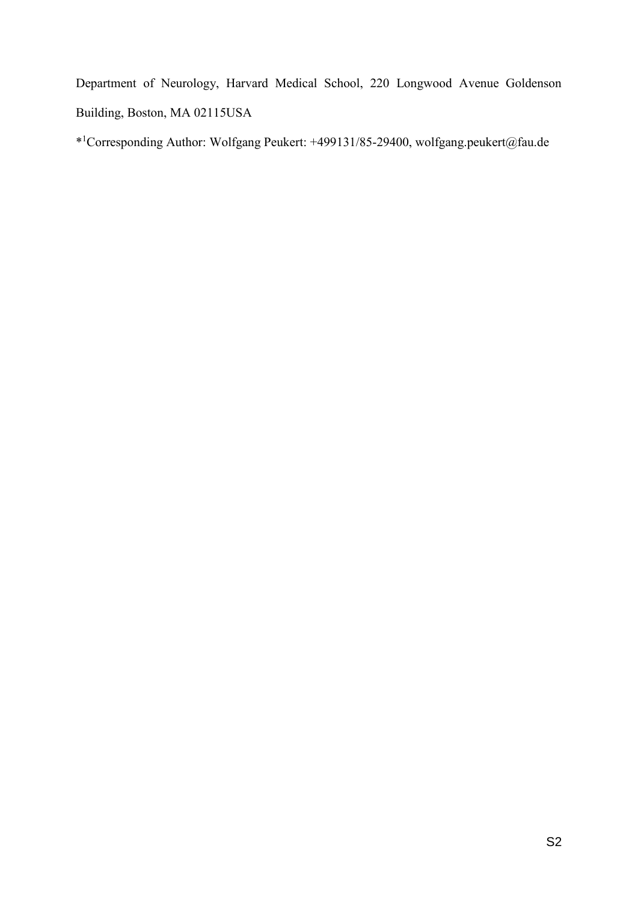Department of Neurology, Harvard Medical School, 220 Longwood Avenue Goldenson Building, Boston, MA 02115USA

*[1]Corresponding Author: Wolfgang Peukert: +499131/85-29400, wolfgang.peukert@fau.de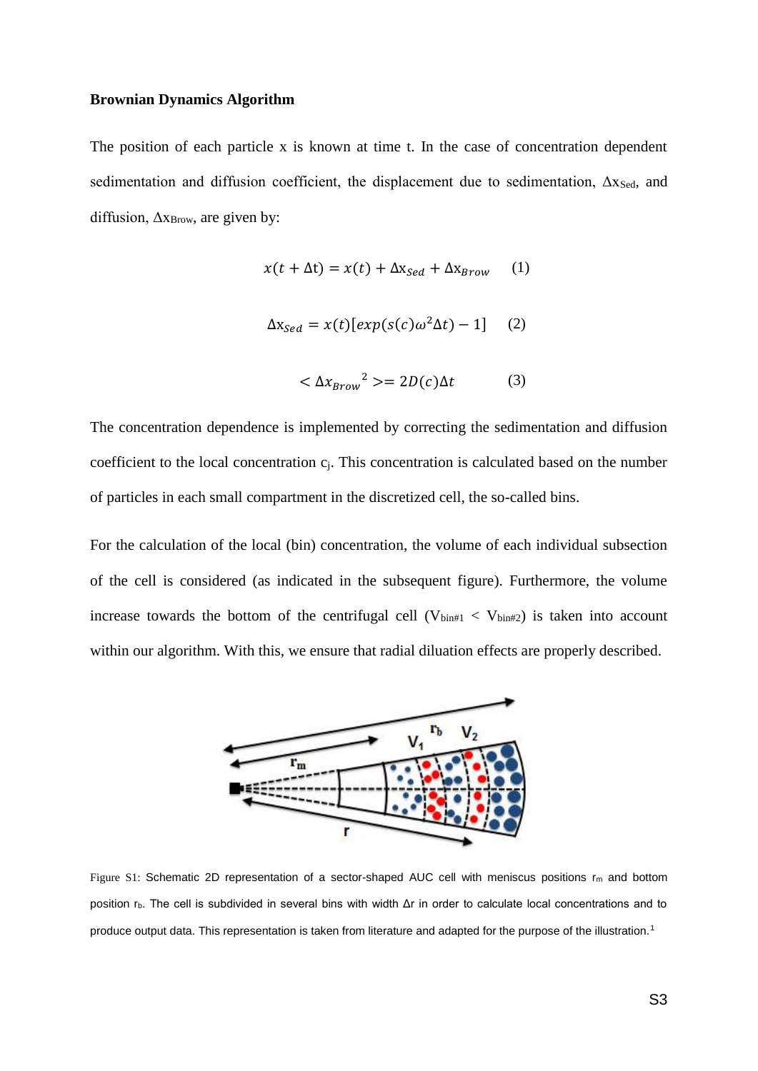**Brownian Dynamics Algorithm**

The position of each particle x is known at time t. In the case of concentration dependent sedimentation and diffusion coefficient, the displacement due to sedimentation, $\Delta x_{Sed}$, and diffusion, $\Delta x_{Brow}$, are given by:

$$x(t + \Delta t) = x(t) + \Delta x_{Sed} + \Delta x_{Brow} \quad (1)$$

$$\Delta x_{Sed} = x(t)[exp(s(c)\omega^2\Delta t) - 1] \quad (2)$$

$$< \Delta x_{Brow}{}^2 >= 2D(c)\Delta t \quad (3)$$

The concentration dependence is implemented by correcting the sedimentation and diffusion coefficient to the local concentration $c_j$. This concentration is calculated based on the number of particles in each small compartment in the discretized cell, the so-called bins.

For the calculation of the local (bin) concentration, the volume of each individual subsection of the cell is considered (as indicated in the subsequent figure). Furthermore, the volume increase towards the bottom of the centrifugal cell ($V_{bin\#1} < V_{bin\#2}$) is taken into account within our algorithm. With this, we ensure that radial diluation effects are properly described.

Figure S1: Schematic 2D representation of a sector-shaped AUC cell with meniscus positions $r_m$ and bottom position $r_b$. The cell is subdivided in several bins with width $\Delta r$ in order to calculate local concentrations and to produce output data. This representation is taken from literature and adapted for the purpose of the illustration.[1]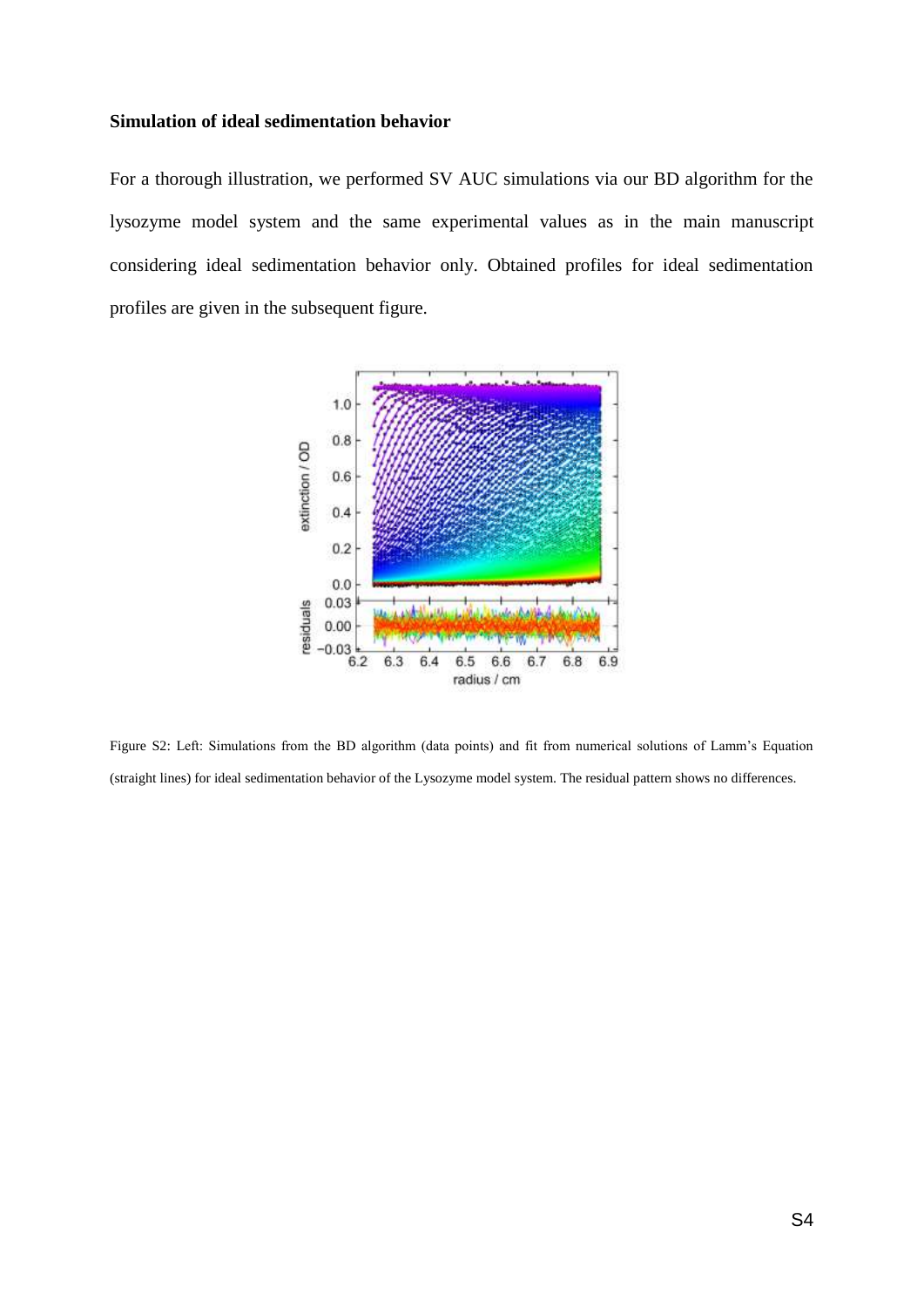**Simulation of ideal sedimentation behavior**

For a thorough illustration, we performed SV AUC simulations via our BD algorithm for the lysozyme model system and the same experimental values as in the main manuscript considering ideal sedimentation behavior only. Obtained profiles for ideal sedimentation profiles are given in the subsequent figure.

Figure S2: Left: Simulations from the BD algorithm (data points) and fit from numerical solutions of Lamm's Equation (straight lines) for ideal sedimentation behavior of the Lysozyme model system. The residual pattern shows no differences.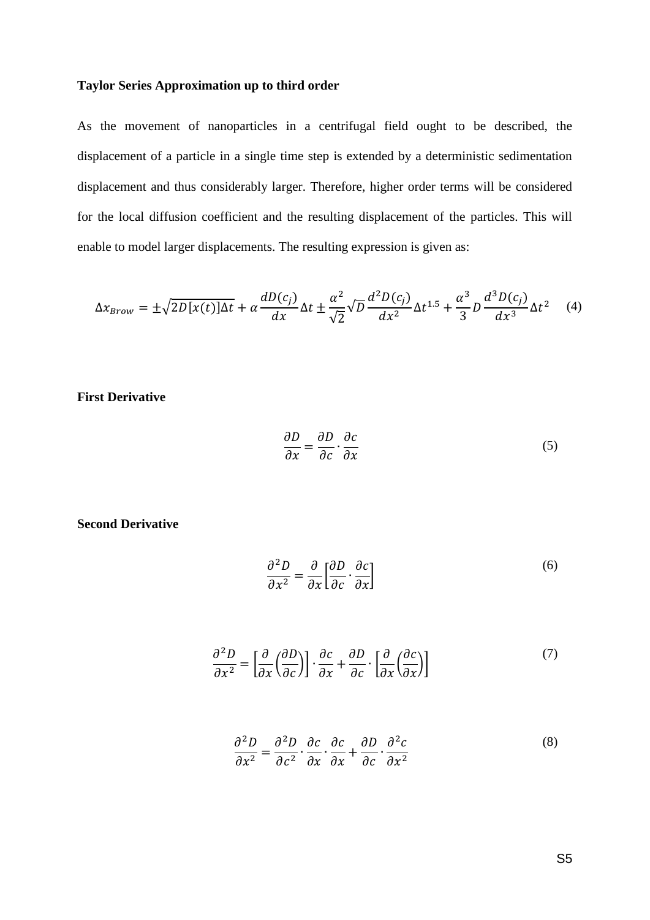**Taylor Series Approximation up to third order**

As the movement of nanoparticles in a centrifugal field ought to be described, the displacement of a particle in a single time step is extended by a deterministic sedimentation displacement and thus considerably larger. Therefore, higher order terms will be considered for the local diffusion coefficient and the resulting displacement of the particles. This will enable to model larger displacements. The resulting expression is given as:

$$\Delta x_{Brow} = \pm\sqrt{2D[x(t)]\Delta t} + \alpha \frac{dD(c_j)}{dx}\Delta t \pm \frac{\alpha^2}{\sqrt{2}}\sqrt{D}\frac{d^2D(c_j)}{dx^2}\Delta t^{1.5} + \frac{\alpha^3}{3}D\frac{d^3D(c_j)}{dx^3}\Delta t^2 \quad (4)$$

**First Derivative**

$$\frac{\partial D}{\partial x} = \frac{\partial D}{\partial c} \cdot \frac{\partial c}{\partial x} \quad (5)$$

**Second Derivative**

$$\frac{\partial^2 D}{\partial x^2} = \frac{\partial}{\partial x}\left[\frac{\partial D}{\partial c} \cdot \frac{\partial c}{\partial x}\right] \quad (6)$$

$$\frac{\partial^2 D}{\partial x^2} = \left[\frac{\partial}{\partial x}\left(\frac{\partial D}{\partial c}\right)\right] \cdot \frac{\partial c}{\partial x} + \frac{\partial D}{\partial c} \cdot \left[\frac{\partial}{\partial x}\left(\frac{\partial c}{\partial x}\right)\right] \quad (7)$$

$$\frac{\partial^2 D}{\partial x^2} = \frac{\partial^2 D}{\partial c^2} \cdot \frac{\partial c}{\partial x} \cdot \frac{\partial c}{\partial x} + \frac{\partial D}{\partial c} \cdot \frac{\partial^2 c}{\partial x^2} \quad (8)$$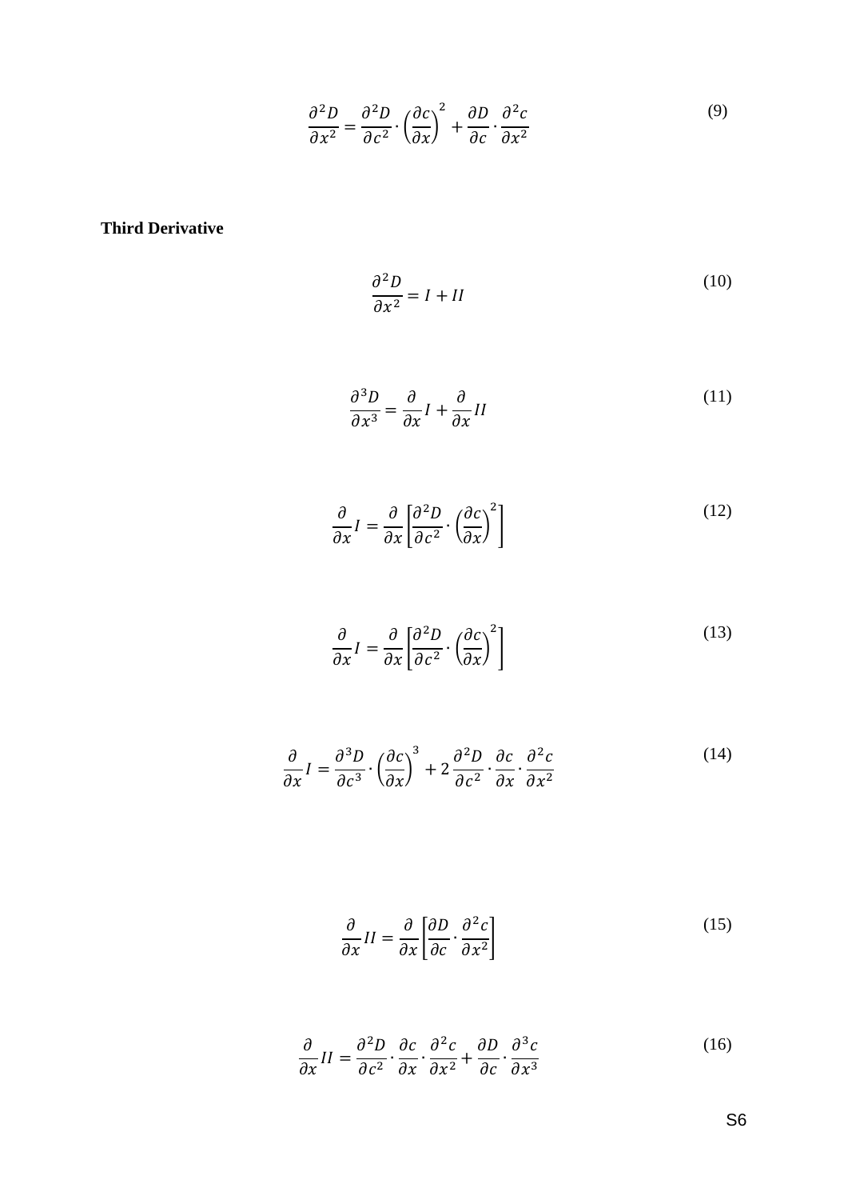$$\frac{\partial^2 D}{\partial x^2} = \frac{\partial^2 D}{\partial c^2} \cdot \left(\frac{\partial c}{\partial x}\right)^2 + \frac{\partial D}{\partial c} \cdot \frac{\partial^2 c}{\partial x^2} \tag{9}$$

**Third Derivative**

$$\frac{\partial^2 D}{\partial x^2} = I + II \tag{10}$$

$$\frac{\partial^3 D}{\partial x^3} = \frac{\partial}{\partial x} I + \frac{\partial}{\partial x} II \tag{11}$$

$$\frac{\partial}{\partial x} I = \frac{\partial}{\partial x}\left[\frac{\partial^2 D}{\partial c^2} \cdot \left(\frac{\partial c}{\partial x}\right)^2\right] \tag{12}$$

$$\frac{\partial}{\partial x} I = \frac{\partial}{\partial x}\left[\frac{\partial^2 D}{\partial c^2} \cdot \left(\frac{\partial c}{\partial x}\right)^2\right] \tag{13}$$

$$\frac{\partial}{\partial x} I = \frac{\partial^3 D}{\partial c^3} \cdot \left(\frac{\partial c}{\partial x}\right)^3 + 2\,\frac{\partial^2 D}{\partial c^2} \cdot \frac{\partial c}{\partial x} \cdot \frac{\partial^2 c}{\partial x^2} \tag{14}$$

$$\frac{\partial}{\partial x} II = \frac{\partial}{\partial x}\left[\frac{\partial D}{\partial c} \cdot \frac{\partial^2 c}{\partial x^2}\right] \tag{15}$$

$$\frac{\partial}{\partial x} II = \frac{\partial^2 D}{\partial c^2} \cdot \frac{\partial c}{\partial x} \cdot \frac{\partial^2 c}{\partial x^2} + \frac{\partial D}{\partial c} \cdot \frac{\partial^3 c}{\partial x^3} \tag{16}$$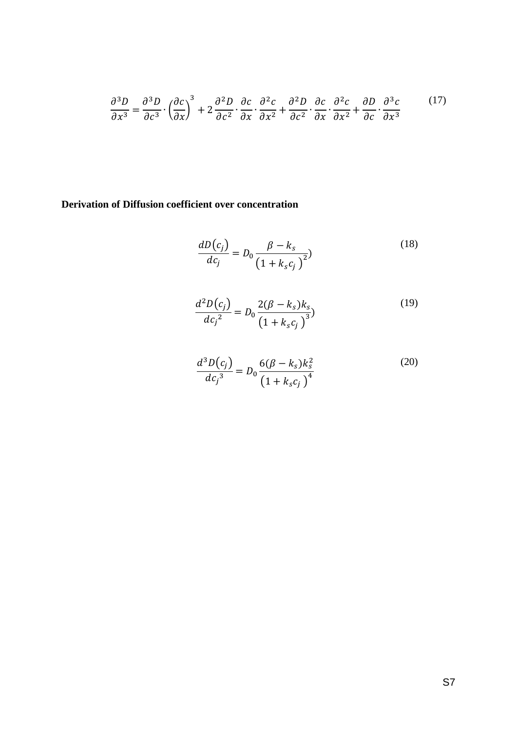$$\frac{\partial^3 D}{\partial x^3} = \frac{\partial^3 D}{\partial c^3} \cdot \left(\frac{\partial c}{\partial x}\right)^3 + 2\frac{\partial^2 D}{\partial c^2} \cdot \frac{\partial c}{\partial x} \cdot \frac{\partial^2 c}{\partial x^2} + \frac{\partial^2 D}{\partial c^2} \cdot \frac{\partial c}{\partial x} \cdot \frac{\partial^2 c}{\partial x^2} + \frac{\partial D}{\partial c} \cdot \frac{\partial^3 c}{\partial x^3} \tag{17}$$

**Derivation of Diffusion coefficient over concentration**

$$\frac{dD(c_j)}{dc_j} = D_0 \frac{\beta - k_s}{\left(1 + k_s c_j\right)^2}) \tag{18}$$

$$\frac{d^2 D(c_j)}{dc_j{}^2} = D_0 \frac{2(\beta - k_s)k_s}{\left(1 + k_s c_j\right)^3}) \tag{19}$$

$$\frac{d^3 D(c_j)}{dc_j{}^3} = D_0 \frac{6(\beta - k_s)k_s^2}{\left(1 + k_s c_j\right)^4} \tag{20}$$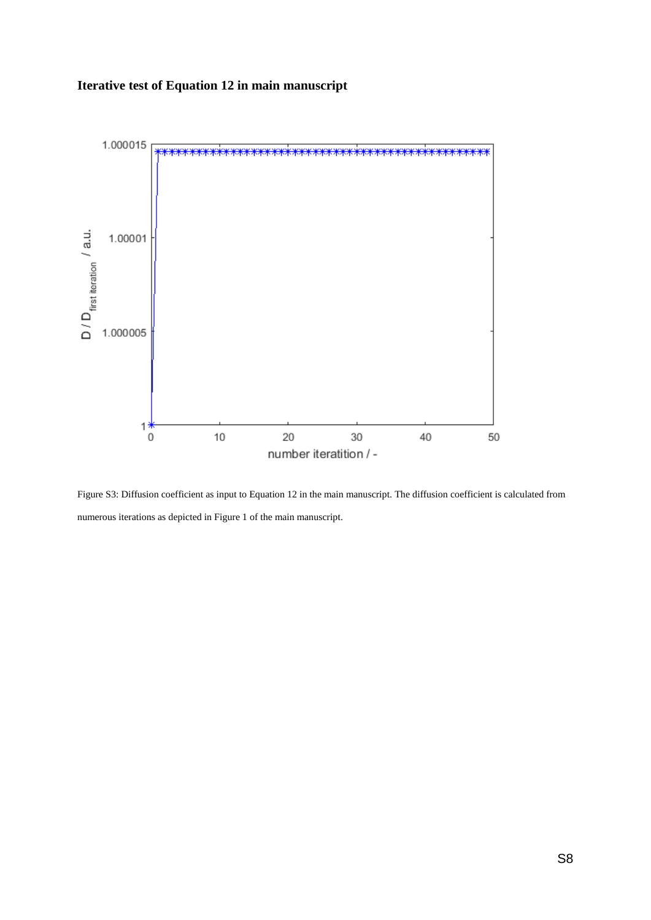## Iterative test of Equation 12 in main manuscript

Figure S3: Diffusion coefficient as input to Equation 12 in the main manuscript. The diffusion coefficient is calculated from numerous iterations as depicted in Figure 1 of the main manuscript.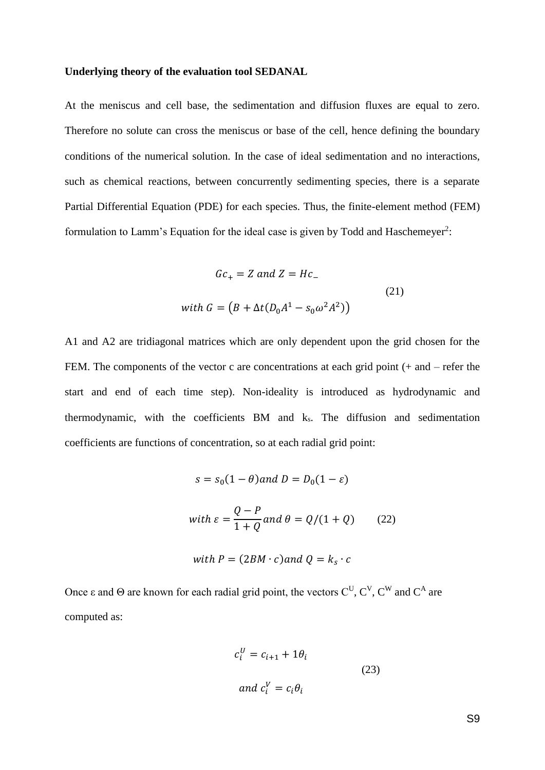**Underlying theory of the evaluation tool SEDANAL**

At the meniscus and cell base, the sedimentation and diffusion fluxes are equal to zero. Therefore no solute can cross the meniscus or base of the cell, hence defining the boundary conditions of the numerical solution. In the case of ideal sedimentation and no interactions, such as chemical reactions, between concurrently sedimenting species, there is a separate Partial Differential Equation (PDE) for each species. Thus, the finite-element method (FEM) formulation to Lamm's Equation for the ideal case is given by Todd and Haschemeyer[2]:

$$Gc_{+} = Z \ and \ Z = Hc_{-}$$
$$with \ G = \left(B + \Delta t(D_0 A^1 - s_0 \omega^2 A^2)\right) \tag{21}$$

A1 and A2 are tridiagonal matrices which are only dependent upon the grid chosen for the FEM. The components of the vector c are concentrations at each grid point (+ and – refer the start and end of each time step). Non-ideality is introduced as hydrodynamic and thermodynamic, with the coefficients BM and $k_s$. The diffusion and sedimentation coefficients are functions of concentration, so at each radial grid point:

$$s = s_0(1-\theta) and \ D = D_0(1-\varepsilon)$$
$$with \ \varepsilon = \frac{Q-P}{1+Q} and \ \theta = Q/(1+Q) \tag{22}$$
$$with \ P = (2BM \cdot c) and \ Q = k_s \cdot c$$

Once ε and Θ are known for each radial grid point, the vectors $C^U$, $C^V$, $C^W$ and $C^A$ are computed as:

$$c_i^U = c_{i+1} + 1\theta_i$$
$$and \ c_i^V = c_i \theta_i \tag{23}$$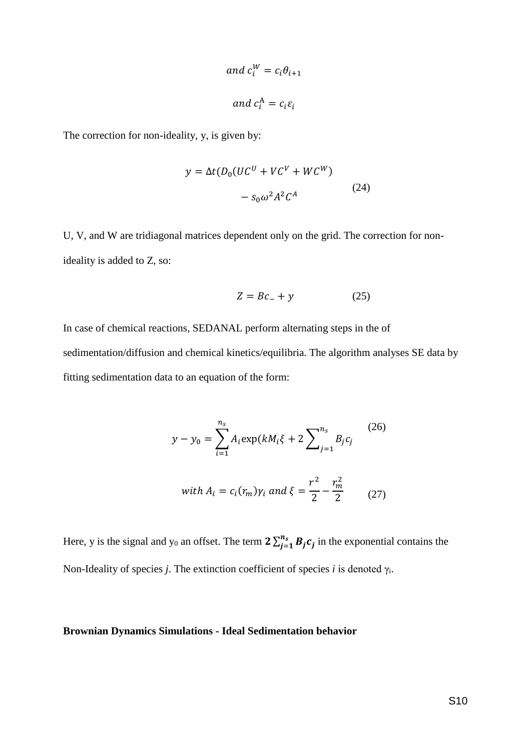$$and\ c_i^W = c_i\theta_{i+1}$$

$$and\ c_i^A = c_i\varepsilon_i$$

The correction for non-ideality, y, is given by:

$$y = \Delta t(D_0(UC^U + VC^V + WC^W) - s_0\omega^2 A^2 C^A \tag{24}$$

U, V, and W are tridiagonal matrices dependent only on the grid. The correction for non-ideality is added to Z, so:

$$Z = Bc_{-} + y \tag{25}$$

In case of chemical reactions, SEDANAL perform alternating steps in the of sedimentation/diffusion and chemical kinetics/equilibria. The algorithm analyses SE data by fitting sedimentation data to an equation of the form:

$$y - y_0 = \sum_{i=1}^{n_s} A_i \exp(kM_i\xi + 2\sum_{j=1}^{n_s} B_j c_j \tag{26}$$

$$with\ A_i = c_i(r_m)\gamma_i\ and\ \xi = \frac{r^2}{2} - \frac{r_m^2}{2} \tag{27}$$

Here, y is the signal and $y_0$ an offset. The term $\mathbf{2\sum_{j=1}^{n_s} B_j c_j}$ in the exponential contains the Non-Ideality of species *j*. The extinction coefficient of species *i* is denoted $\gamma_i$.

**Brownian Dynamics Simulations - Ideal Sedimentation behavior**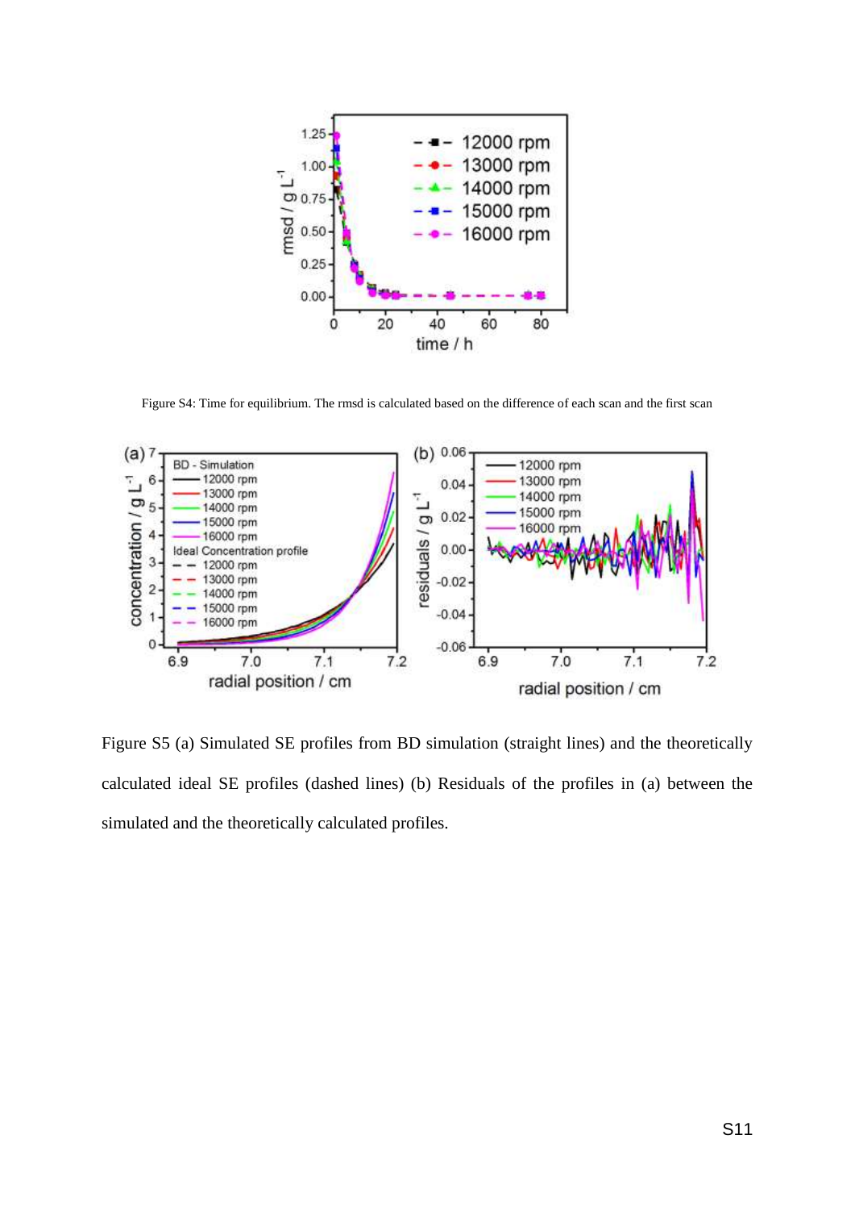Figure S4: Time for equilibrium. The rmsd is calculated based on the difference of each scan and the first scan

Figure S5 (a) Simulated SE profiles from BD simulation (straight lines) and the theoretically calculated ideal SE profiles (dashed lines) (b) Residuals of the profiles in (a) between the simulated and the theoretically calculated profiles.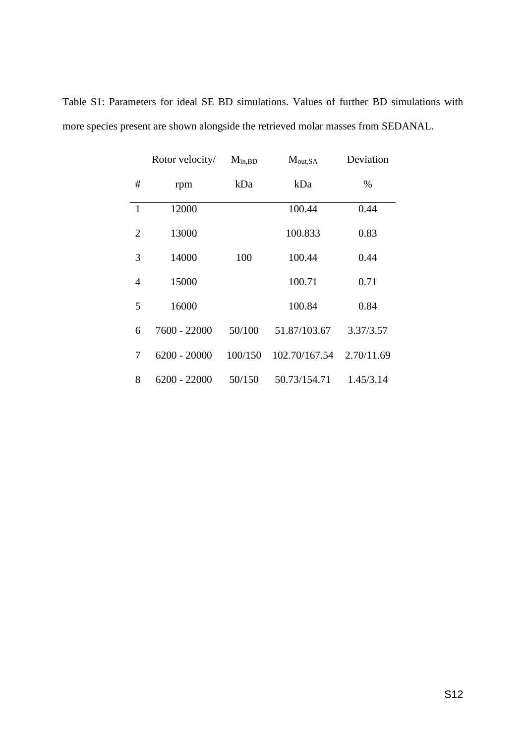Table S1: Parameters for ideal SE BD simulations. Values of further BD simulations with more species present are shown alongside the retrieved molar masses from SEDANAL.

| # | Rotor velocity/ rpm | $M_{in,BD}$ kDa | $M_{out,SA}$ kDa | Deviation % |
|---|---|---|---|---|
| 1 | 12000 | | 100.44 | 0.44 |
| 2 | 13000 | | 100.833 | 0.83 |
| 3 | 14000 | 100 | 100.44 | 0.44 |
| 4 | 15000 | | 100.71 | 0.71 |
| 5 | 16000 | | 100.84 | 0.84 |
| 6 | 7600 - 22000 | 50/100 | 51.87/103.67 | 3.37/3.57 |
| 7 | 6200 - 20000 | 100/150 | 102.70/167.54 | 2.70/11.69 |
| 8 | 6200 - 22000 | 50/150 | 50.73/154.71 | 1.45/3.14 |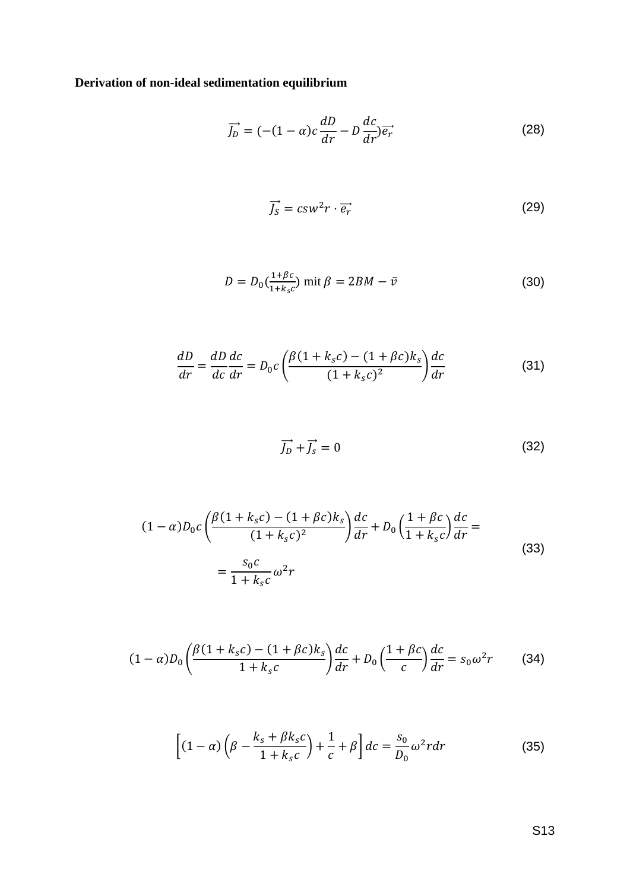**Derivation of non-ideal sedimentation equilibrium**

$$\overrightarrow{J_D} = (-(1-\alpha)c\frac{dD}{dr} - D\frac{dc}{dr})\overrightarrow{e_r} \tag{28}$$

$$\overrightarrow{J_S} = csw^2r \cdot \overrightarrow{e_r} \tag{29}$$

$$D = D_0(\frac{1+\beta c}{1+k_s c}) \text{ mit } \beta = 2BM - \bar{v} \tag{30}$$

$$\frac{dD}{dr} = \frac{dD}{dc}\frac{dc}{dr} = D_0 c\left(\frac{\beta(1+k_s c) - (1+\beta c)k_s}{(1+k_s c)^2}\right)\frac{dc}{dr} \tag{31}$$

$$\overrightarrow{J_D} + \overrightarrow{J_s} = 0 \tag{32}$$

$$(1-\alpha)D_0 c\left(\frac{\beta(1+k_s c) - (1+\beta c)k_s}{(1+k_s c)^2}\right)\frac{dc}{dr} + D_0\left(\frac{1+\beta c}{1+k_s c}\right)\frac{dc}{dr} = \\ = \frac{s_0 c}{1+k_s c}\omega^2 r \tag{33}$$

$$(1-\alpha)D_0\left(\frac{\beta(1+k_s c) - (1+\beta c)k_s}{1+k_s c}\right)\frac{dc}{dr} + D_0\left(\frac{1+\beta c}{c}\right)\frac{dc}{dr} = s_0\omega^2 r \tag{34}$$

$$\left[(1-\alpha)\left(\beta - \frac{k_s + \beta k_s c}{1+k_s c}\right) + \frac{1}{c} + \beta\right]dc = \frac{s_0}{D_0}\omega^2 r dr \tag{35}$$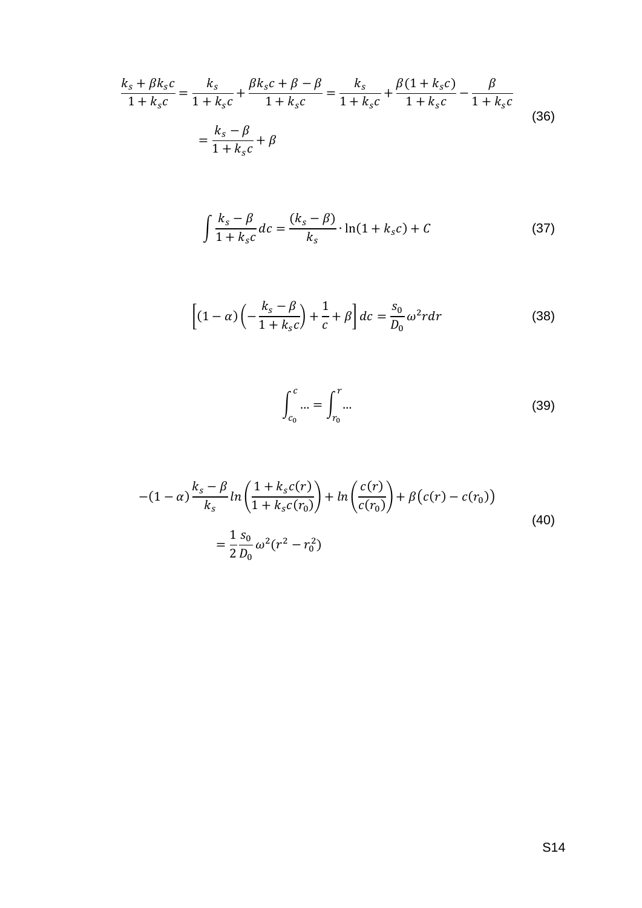$$\frac{k_s + \beta k_s c}{1 + k_s c} = \frac{k_s}{1 + k_s c} + \frac{\beta k_s c + \beta - \beta}{1 + k_s c} = \frac{k_s}{1 + k_s c} + \frac{\beta(1 + k_s c)}{1 + k_s c} - \frac{\beta}{1 + k_s c}$$
$$= \frac{k_s - \beta}{1 + k_s c} + \beta \tag{36}$$

$$\int \frac{k_s - \beta}{1 + k_s c} dc = \frac{(k_s - \beta)}{k_s} \cdot \ln(1 + k_s c) + C \tag{37}$$

$$\left[(1 - \alpha)\left(-\frac{k_s - \beta}{1 + k_s c}\right) + \frac{1}{c} + \beta\right] dc = \frac{s_0}{D_0} \omega^2 r dr \tag{38}$$

$$\int_{c_0}^{c} \ldots = \int_{r_0}^{r} \ldots \tag{39}$$

$$-(1 - \alpha)\frac{k_s - \beta}{k_s} ln\left(\frac{1 + k_s c(r)}{1 + k_s c(r_0)}\right) + ln\left(\frac{c(r)}{c(r_0)}\right) + \beta\big(c(r) - c(r_0)\big)$$
$$= \frac{1}{2}\frac{s_0}{D_0}\omega^2(r^2 - r_0^2) \tag{40}$$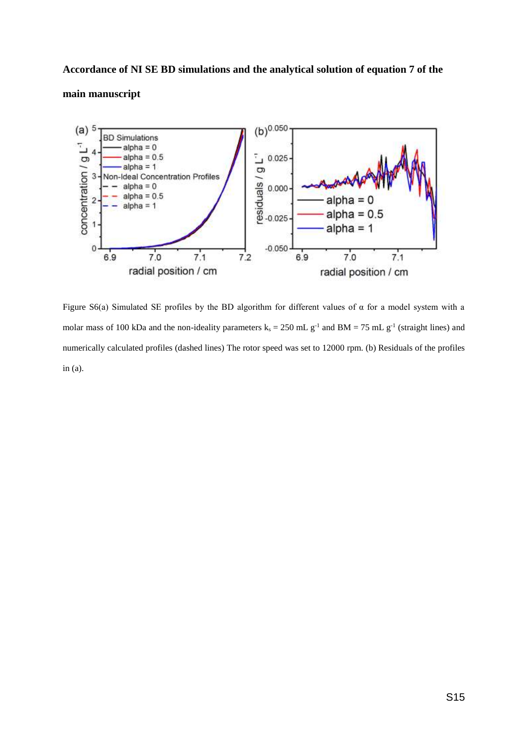**Accordance of NI SE BD simulations and the analytical solution of equation 7 of the main manuscript**

Figure S6(a) Simulated SE profiles by the BD algorithm for different values of α for a model system with a molar mass of 100 kDa and the non-ideality parameters $k_s$ = 250 mL $g^{-1}$ and BM = 75 mL $g^{-1}$ (straight lines) and numerically calculated profiles (dashed lines) The rotor speed was set to 12000 rpm. (b) Residuals of the profiles in (a).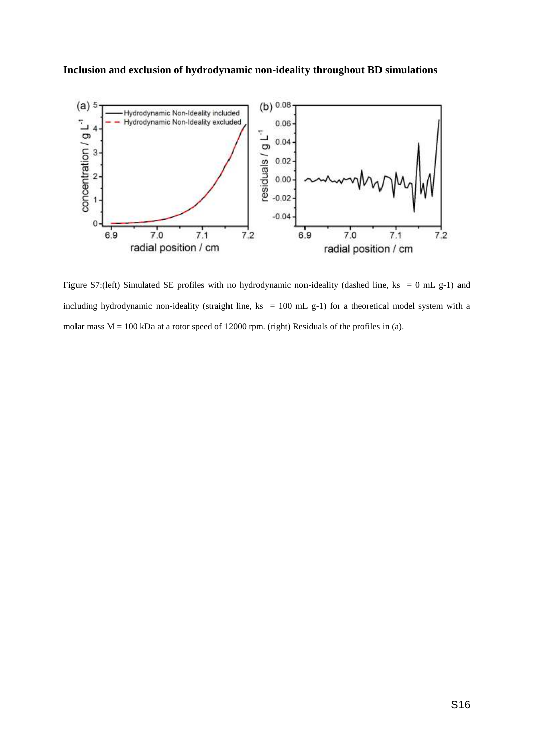**Inclusion and exclusion of hydrodynamic non-ideality throughout BD simulations**

Figure S7:(left) Simulated SE profiles with no hydrodynamic non-ideality (dashed line, ks = 0 mL g-1) and including hydrodynamic non-ideality (straight line, ks = 100 mL g-1) for a theoretical model system with a molar mass M = 100 kDa at a rotor speed of 12000 rpm. (right) Residuals of the profiles in (a).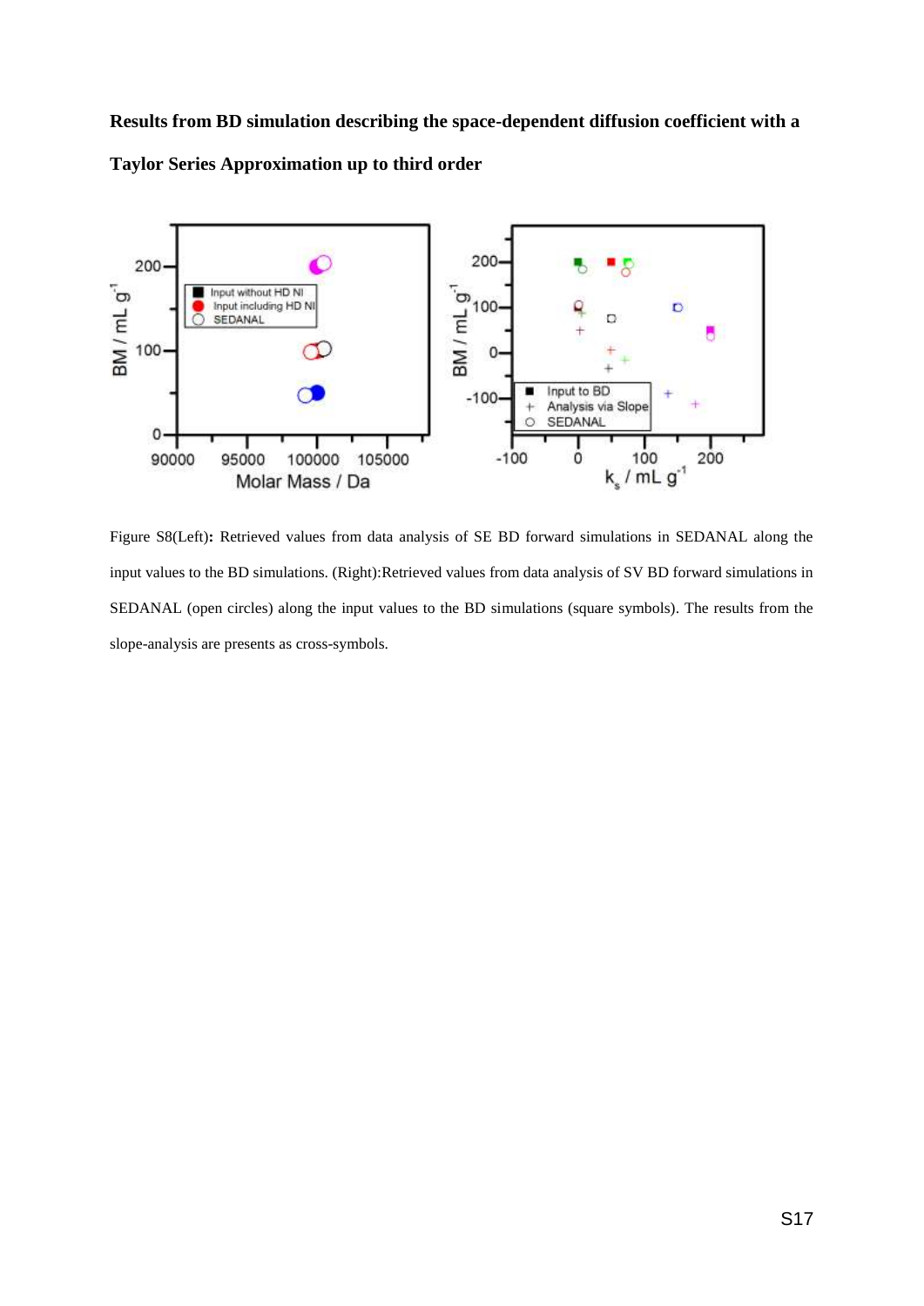**Results from BD simulation describing the space-dependent diffusion coefficient with a Taylor Series Approximation up to third order**

Figure S8(Left)**:** Retrieved values from data analysis of SE BD forward simulations in SEDANAL along the input values to the BD simulations. (Right):Retrieved values from data analysis of SV BD forward simulations in SEDANAL (open circles) along the input values to the BD simulations (square symbols). The results from the slope-analysis are presents as cross-symbols.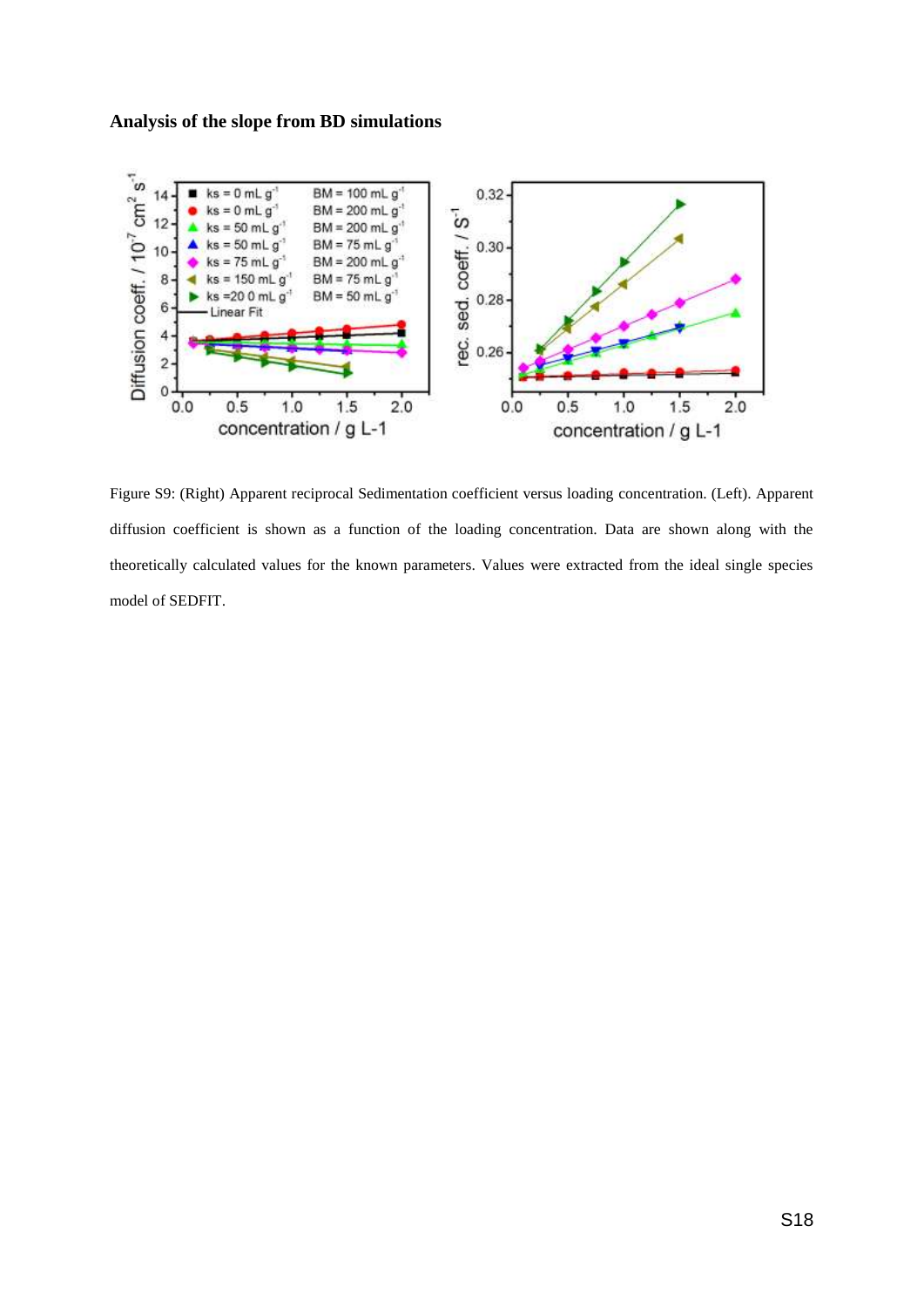**Analysis of the slope from BD simulations**

Figure S9: (Right) Apparent reciprocal Sedimentation coefficient versus loading concentration. (Left). Apparent diffusion coefficient is shown as a function of the loading concentration. Data are shown along with the theoretically calculated values for the known parameters. Values were extracted from the ideal single species model of SEDFIT.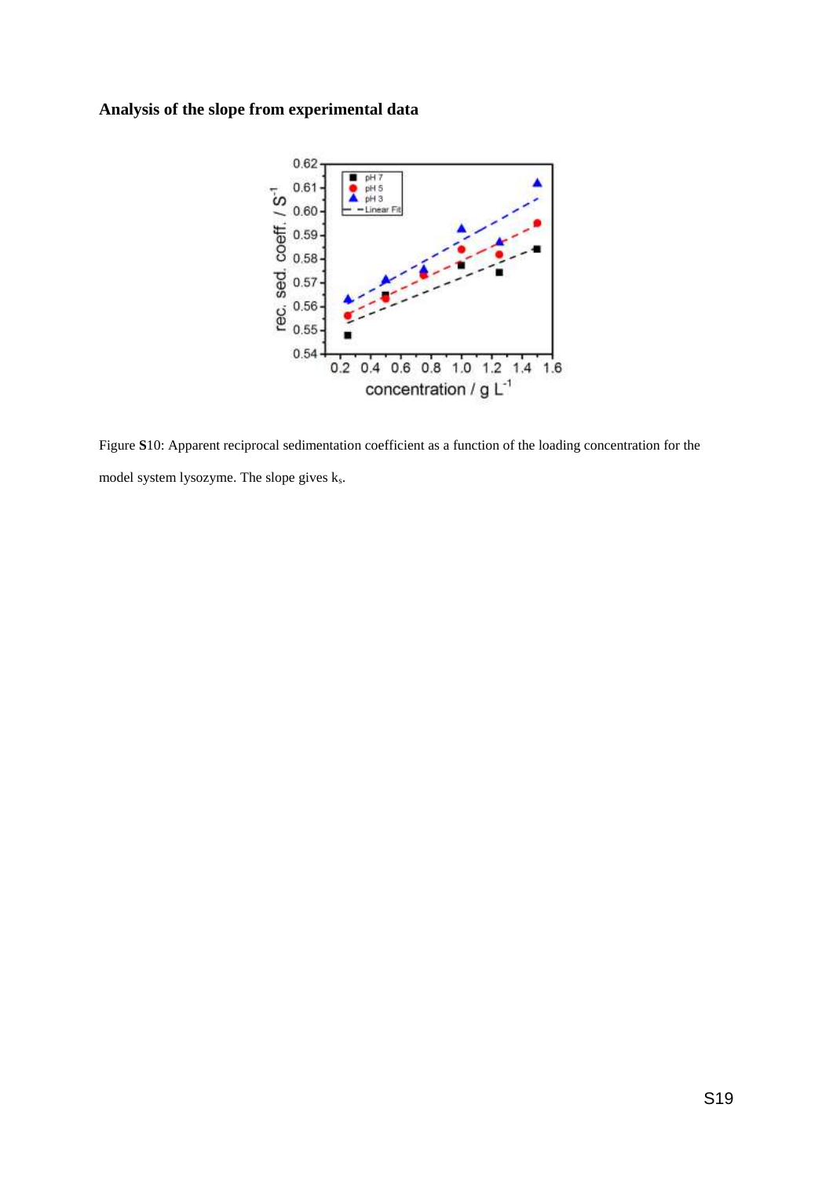## Analysis of the slope from experimental data

Figure **S**10: Apparent reciprocal sedimentation coefficient as a function of the loading concentration for the model system lysozyme. The slope gives $k_s$.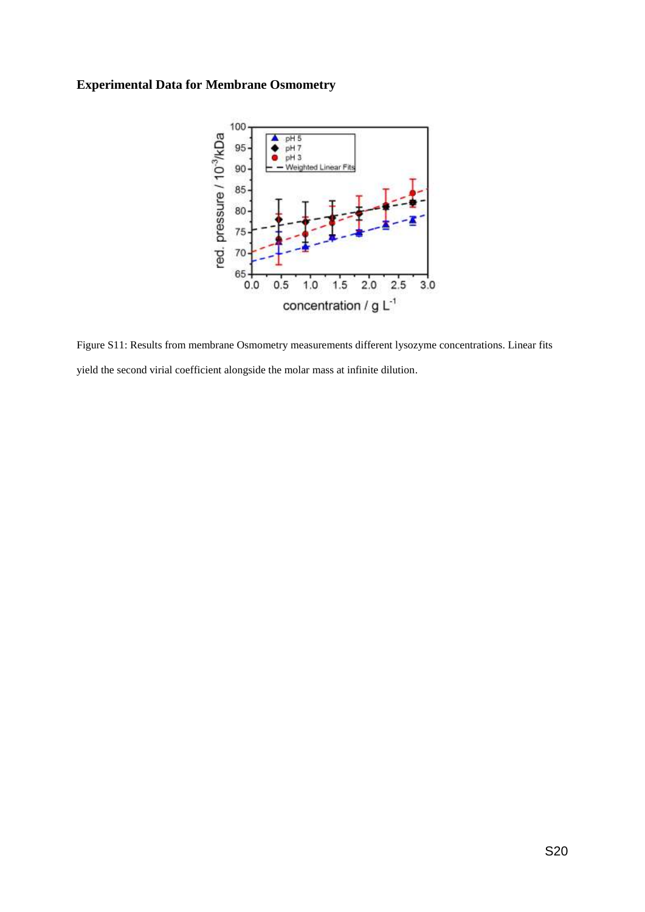## Experimental Data for Membrane Osmometry

Figure S11: Results from membrane Osmometry measurements different lysozyme concentrations. Linear fits yield the second virial coefficient alongside the molar mass at infinite dilution.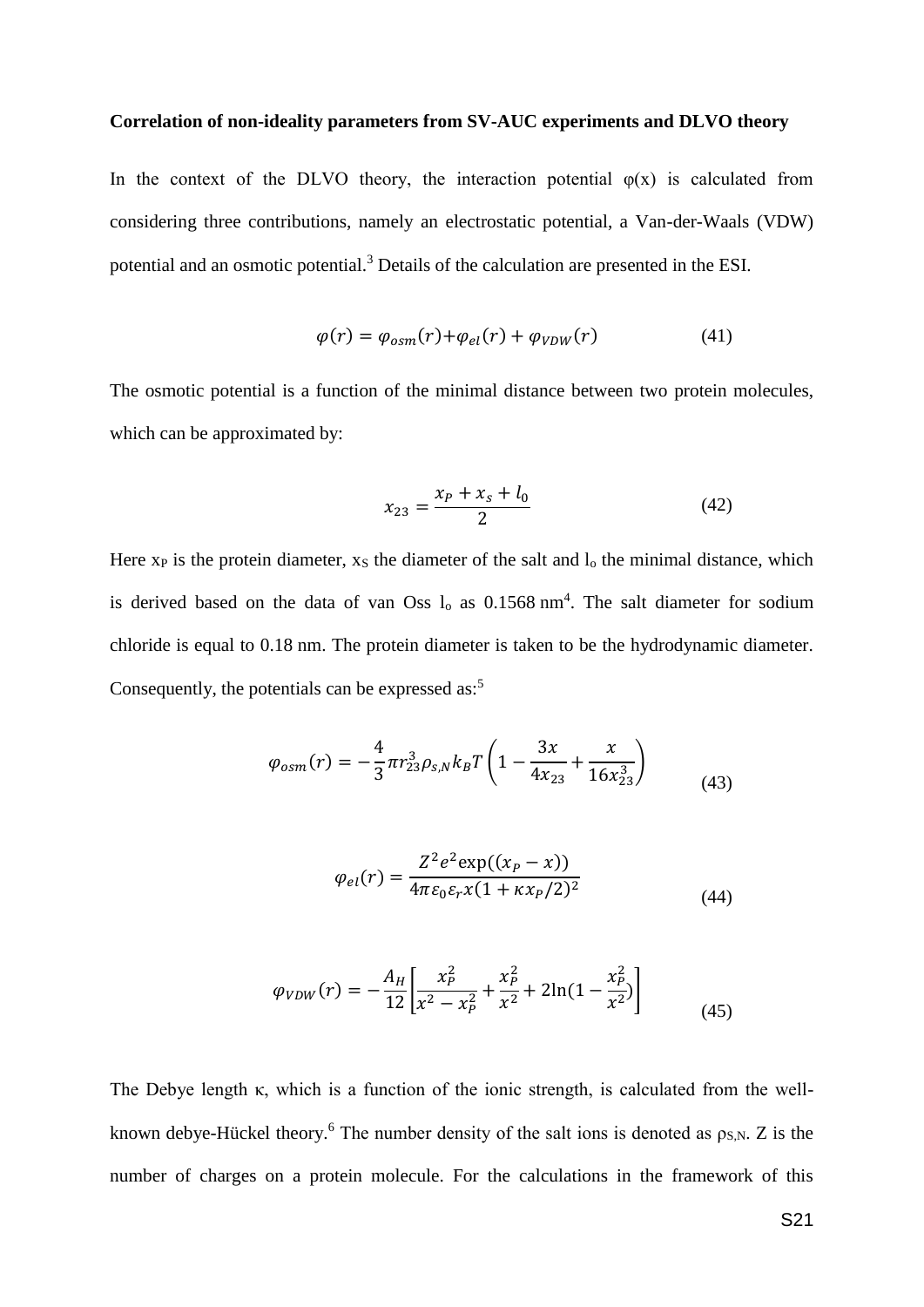**Correlation of non-ideality parameters from SV-AUC experiments and DLVO theory**

In the context of the DLVO theory, the interaction potential φ(x) is calculated from considering three contributions, namely an electrostatic potential, a Van-der-Waals (VDW) potential and an osmotic potential.[3] Details of the calculation are presented in the ESI.

$$\varphi(r) = \varphi_{osm}(r) + \varphi_{el}(r) + \varphi_{VDW}(r) \tag{41}$$

The osmotic potential is a function of the minimal distance between two protein molecules, which can be approximated by:

$$x_{23} = \frac{x_P + x_s + l_0}{2} \tag{42}$$

Here $x_P$ is the protein diameter, $x_S$ the diameter of the salt and $l_o$ the minimal distance, which is derived based on the data of van Oss $l_o$ as 0.1568 nm[4]. The salt diameter for sodium chloride is equal to 0.18 nm. The protein diameter is taken to be the hydrodynamic diameter. Consequently, the potentials can be expressed as:[5]

$$\varphi_{osm}(r) = -\frac{4}{3}\pi r_{23}^3 \rho_{s,N} k_B T \left(1 - \frac{3x}{4x_{23}} + \frac{x}{16x_{23}^3}\right) \tag{43}$$

$$\varphi_{el}(r) = \frac{Z^2 e^2 \exp((x_P - x))}{4\pi\varepsilon_0\varepsilon_r x(1 + \kappa x_P/2)^2} \tag{44}$$

$$\varphi_{VDW}(r) = -\frac{A_H}{12}\left[\frac{x_P^2}{x^2 - x_P^2} + \frac{x_P^2}{x^2} + 2\ln(1 - \frac{x_P^2}{x^2})\right] \tag{45}$$

The Debye length κ, which is a function of the ionic strength, is calculated from the well-known debye-Hückel theory.[6] The number density of the salt ions is denoted as $\rho_{S,N}$. Z is the number of charges on a protein molecule. For the calculations in the framework of this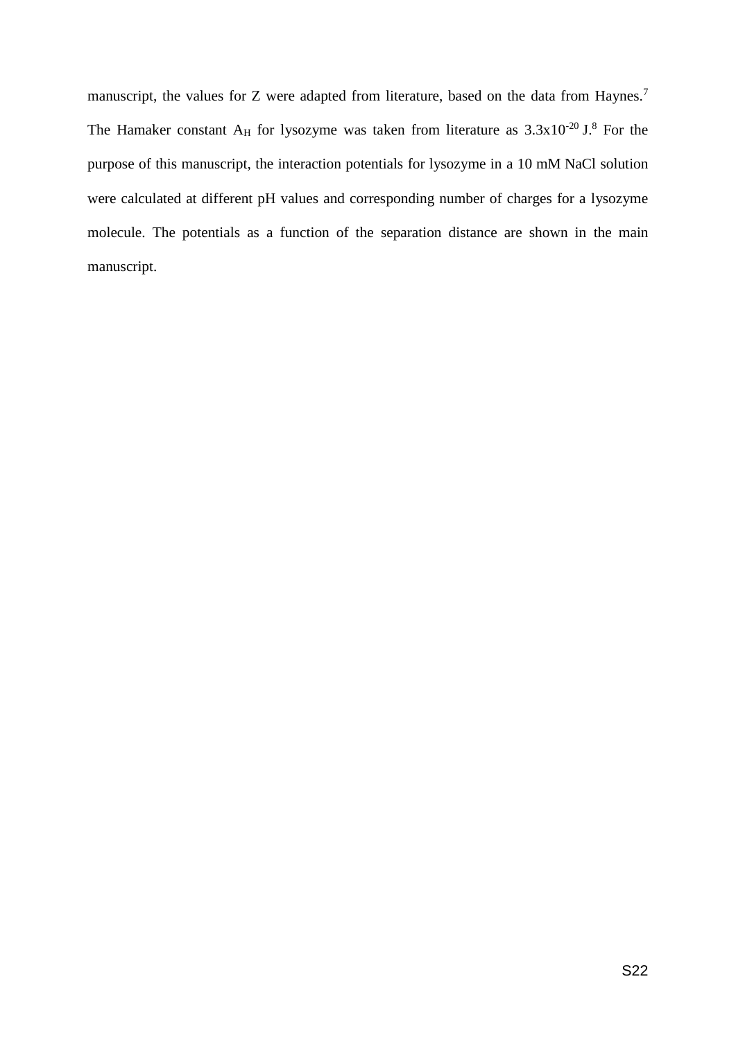manuscript, the values for Z were adapted from literature, based on the data from Haynes.[7] The Hamaker constant $A_H$ for lysozyme was taken from literature as $3.3 \times 10^{-20}$ J.[8] For the purpose of this manuscript, the interaction potentials for lysozyme in a 10 mM NaCl solution were calculated at different pH values and corresponding number of charges for a lysozyme molecule. The potentials as a function of the separation distance are shown in the main manuscript.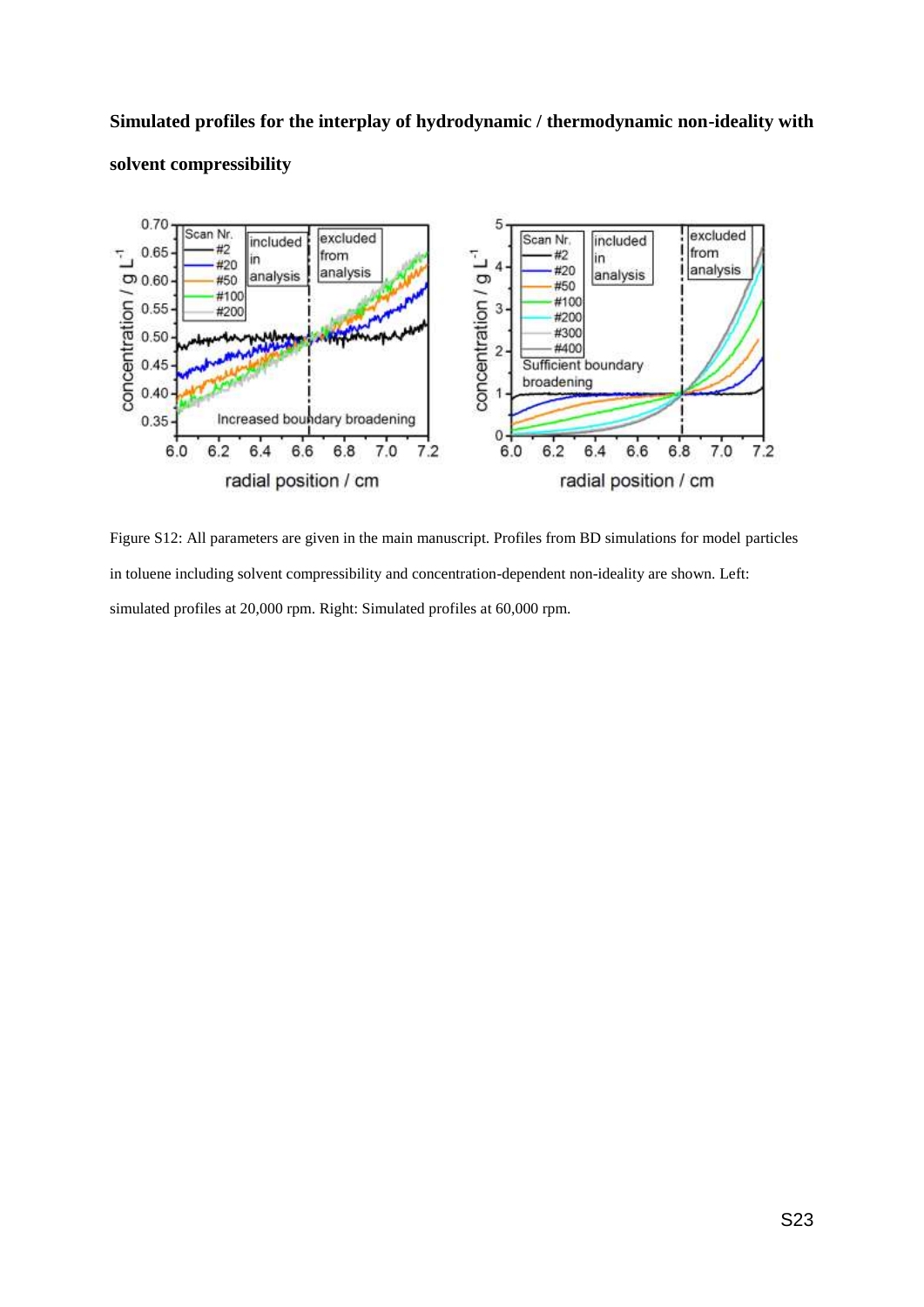**Simulated profiles for the interplay of hydrodynamic / thermodynamic non-ideality with solvent compressibility**

Figure S12: All parameters are given in the main manuscript. Profiles from BD simulations for model particles in toluene including solvent compressibility and concentration-dependent non-ideality are shown. Left: simulated profiles at 20,000 rpm. Right: Simulated profiles at 60,000 rpm.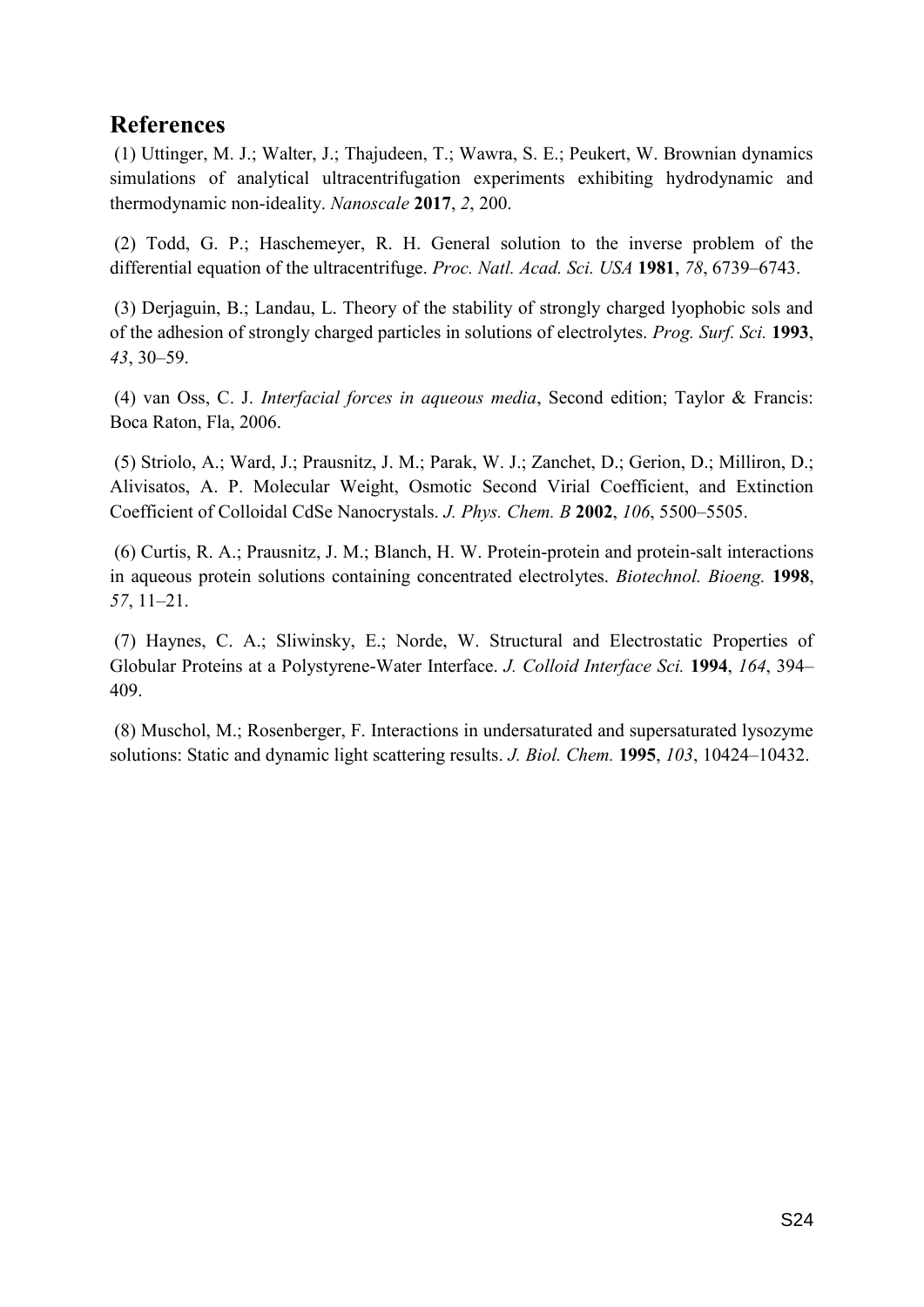## References

(1) Uttinger, M. J.; Walter, J.; Thajudeen, T.; Wawra, S. E.; Peukert, W. Brownian dynamics simulations of analytical ultracentrifugation experiments exhibiting hydrodynamic and thermodynamic non-ideality. *Nanoscale* **2017**, *2*, 200.

(2) Todd, G. P.; Haschemeyer, R. H. General solution to the inverse problem of the differential equation of the ultracentrifuge. *Proc. Natl. Acad. Sci. USA* **1981**, *78*, 6739–6743.

(3) Derjaguin, B.; Landau, L. Theory of the stability of strongly charged lyophobic sols and of the adhesion of strongly charged particles in solutions of electrolytes. *Prog. Surf. Sci.* **1993**, *43*, 30–59.

(4) van Oss, C. J. *Interfacial forces in aqueous media*, Second edition; Taylor & Francis: Boca Raton, Fla, 2006.

(5) Striolo, A.; Ward, J.; Prausnitz, J. M.; Parak, W. J.; Zanchet, D.; Gerion, D.; Milliron, D.; Alivisatos, A. P. Molecular Weight, Osmotic Second Virial Coefficient, and Extinction Coefficient of Colloidal CdSe Nanocrystals. *J. Phys. Chem. B* **2002**, *106*, 5500–5505.

(6) Curtis, R. A.; Prausnitz, J. M.; Blanch, H. W. Protein-protein and protein-salt interactions in aqueous protein solutions containing concentrated electrolytes. *Biotechnol. Bioeng.* **1998**, *57*, 11–21.

(7) Haynes, C. A.; Sliwinsky, E.; Norde, W. Structural and Electrostatic Properties of Globular Proteins at a Polystyrene-Water Interface. *J. Colloid Interface Sci.* **1994**, *164*, 394–409.

(8) Muschol, M.; Rosenberger, F. Interactions in undersaturated and supersaturated lysozyme solutions: Static and dynamic light scattering results. *J. Biol. Chem.* **1995**, *103*, 10424–10432.